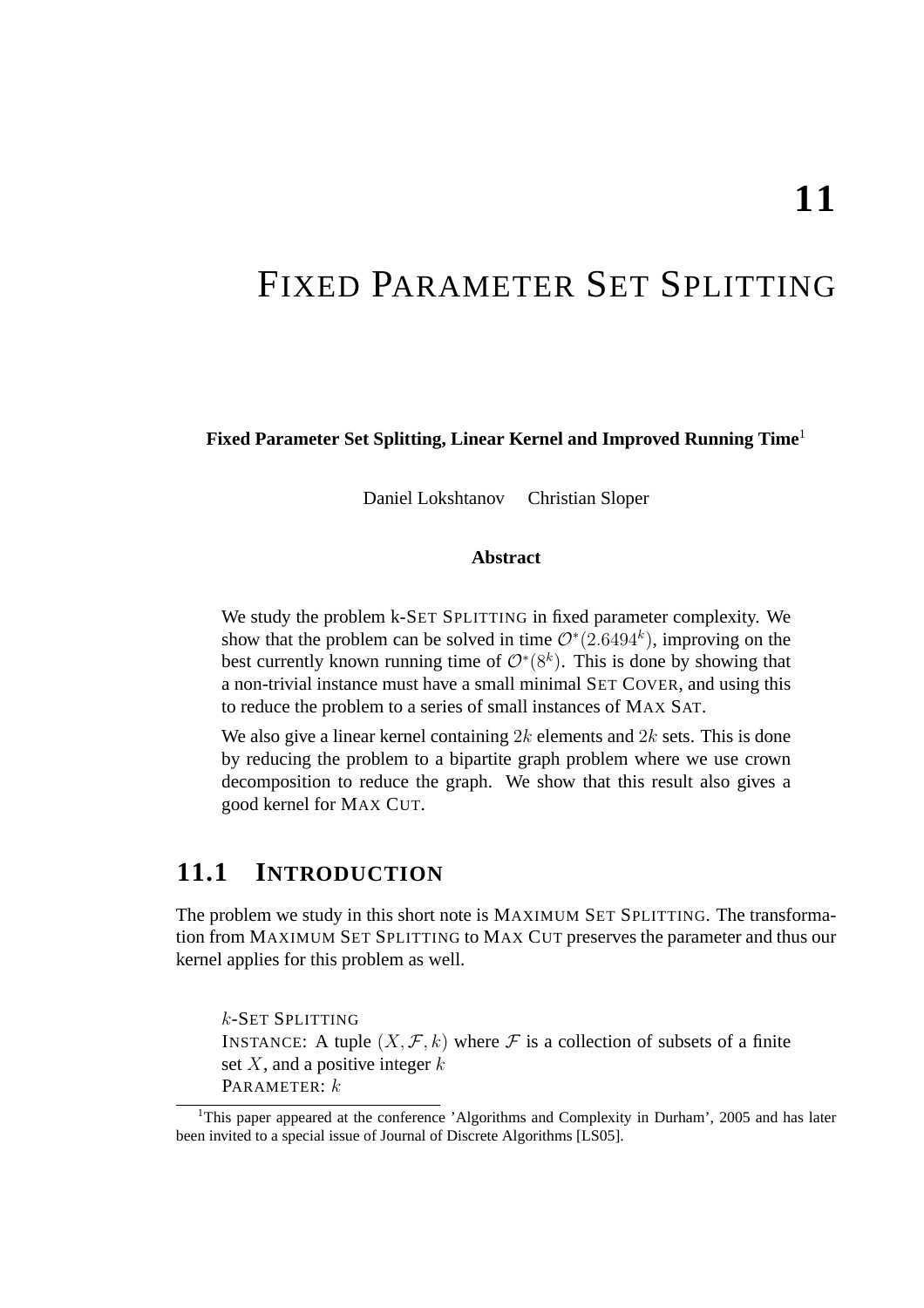# 11

# Fixed Parameter Set Splitting

**Fixed Parameter Set Splitting, Linear Kernel and Improved Running Time**[1]

Daniel Lokshtanov Christian Sloper

**Abstract**

We study the problem k-Set Splitting in fixed parameter complexity. We show that the problem can be solved in time $\mathcal{O}^*(2.6494^k)$, improving on the best currently known running time of $\mathcal{O}^*(8^k)$. This is done by showing that a non-trivial instance must have a small minimal Set Cover, and using this to reduce the problem to a series of small instances of Max Sat.

We also give a linear kernel containing $2k$ elements and $2k$ sets. This is done by reducing the problem to a bipartite graph problem where we use crown decomposition to reduce the graph. We show that this result also gives a good kernel for Max Cut.

## 11.1 Introduction

The problem we study in this short note is Maximum Set Splitting. The transformation from Maximum Set Splitting to Max Cut preserves the parameter and thus our kernel applies for this problem as well.

$k$-Set Splitting
Instance: A tuple $(X, \mathcal{F}, k)$ where $\mathcal{F}$ is a collection of subsets of a finite set $X$, and a positive integer $k$
Parameter: $k$

[1] This paper appeared at the conference 'Algorithms and Complexity in Durham', 2005 and has later been invited to a special issue of Journal of Discrete Algorithms [LS05].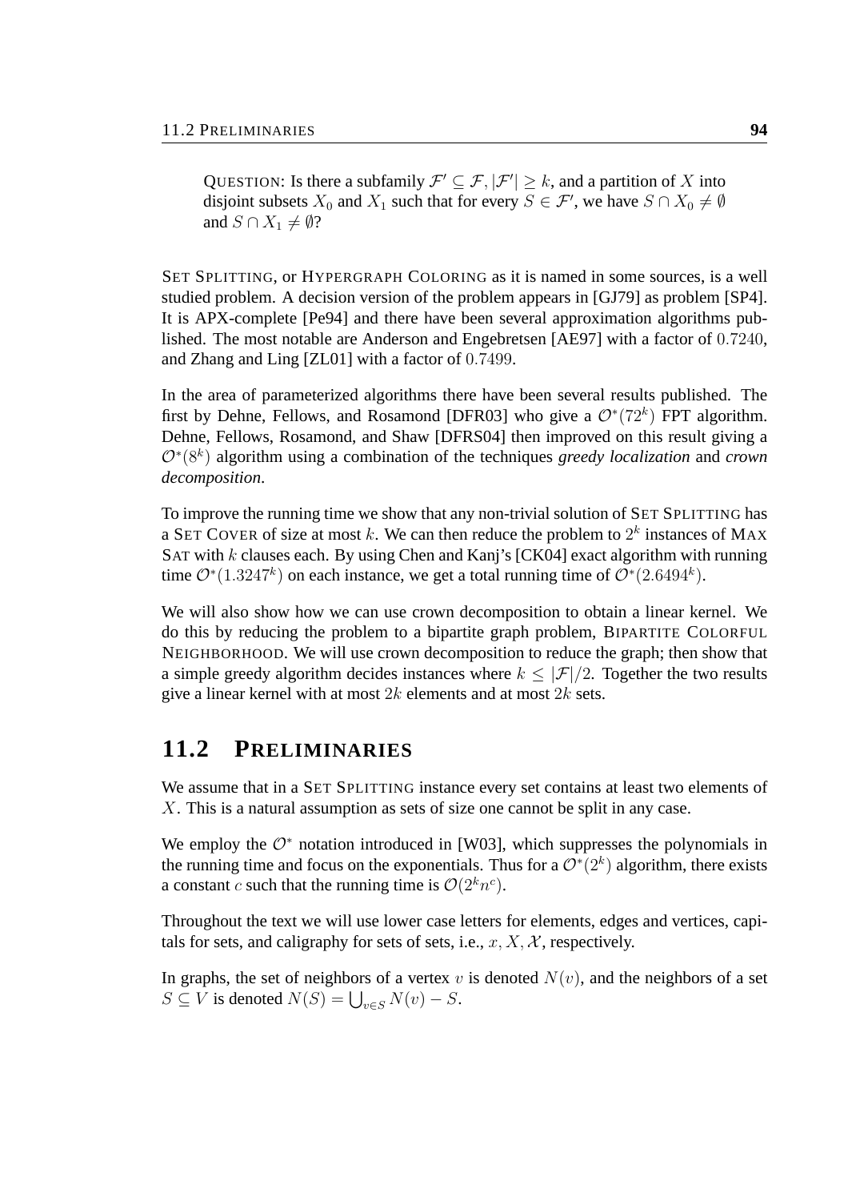QUESTION: Is there a subfamily $\mathcal{F}' \subseteq \mathcal{F}, |\mathcal{F}'| \geq k$, and a partition of $X$ into disjoint subsets $X_0$ and $X_1$ such that for every $S \in \mathcal{F}'$, we have $S \cap X_0 \neq \emptyset$ and $S \cap X_1 \neq \emptyset$?

SET SPLITTING, or HYPERGRAPH COLORING as it is named in some sources, is a well studied problem. A decision version of the problem appears in [GJ79] as problem [SP4]. It is APX-complete [Pe94] and there have been several approximation algorithms published. The most notable are Anderson and Engebretsen [AE97] with a factor of $0.7240$, and Zhang and Ling [ZL01] with a factor of $0.7499$.

In the area of parameterized algorithms there have been several results published. The first by Dehne, Fellows, and Rosamond [DFR03] who give a $\mathcal{O}^*(72^k)$ FPT algorithm. Dehne, Fellows, Rosamond, and Shaw [DFRS04] then improved on this result giving a $\mathcal{O}^*(8^k)$ algorithm using a combination of the techniques *greedy localization* and *crown decomposition*.

To improve the running time we show that any non-trivial solution of SET SPLITTING has a SET COVER of size at most $k$. We can then reduce the problem to $2^k$ instances of MAX SAT with $k$ clauses each. By using Chen and Kanj's [CK04] exact algorithm with running time $\mathcal{O}^*(1.3247^k)$ on each instance, we get a total running time of $\mathcal{O}^*(2.6494^k)$.

We will also show how we can use crown decomposition to obtain a linear kernel. We do this by reducing the problem to a bipartite graph problem, BIPARTITE COLORFUL NEIGHBORHOOD. We will use crown decomposition to reduce the graph; then show that a simple greedy algorithm decides instances where $k \leq |\mathcal{F}|/2$. Together the two results give a linear kernel with at most $2k$ elements and at most $2k$ sets.

## 11.2 PRELIMINARIES

We assume that in a SET SPLITTING instance every set contains at least two elements of $X$. This is a natural assumption as sets of size one cannot be split in any case.

We employ the $\mathcal{O}^*$ notation introduced in [W03], which suppresses the polynomials in the running time and focus on the exponentials. Thus for a $\mathcal{O}^*(2^k)$ algorithm, there exists a constant $c$ such that the running time is $\mathcal{O}(2^k n^c)$.

Throughout the text we will use lower case letters for elements, edges and vertices, capitals for sets, and caligraphy for sets of sets, i.e., $x, X, \mathcal{X}$, respectively.

In graphs, the set of neighbors of a vertex $v$ is denoted $N(v)$, and the neighbors of a set $S \subseteq V$ is denoted $N(S) = \bigcup_{v \in S} N(v) - S$.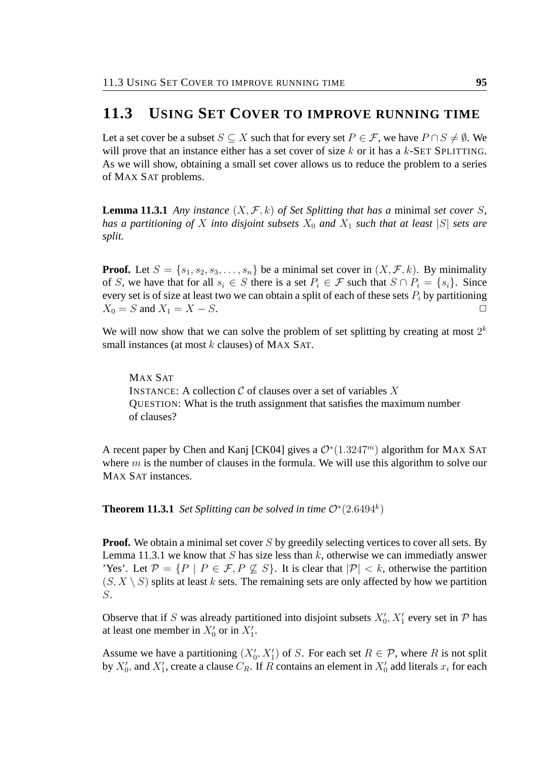## 11.3 USING SET COVER TO IMPROVE RUNNING TIME

Let a set cover be a subset $S \subseteq X$ such that for every set $P \in \mathcal{F}$, we have $P \cap S \neq \emptyset$. We will prove that an instance either has a set cover of size $k$ or it has a $k$-SET SPLITTING. As we will show, obtaining a small set cover allows us to reduce the problem to a series of MAX SAT problems.

**Lemma 11.3.1** *Any instance $(X, \mathcal{F}, k)$ of Set Splitting that has a* minimal *set cover $S$, has a partitioning of $X$ into disjoint subsets $X_0$ and $X_1$ such that at least $|S|$ sets are split.*

**Proof.** Let $S = \{s_1, s_2, s_3, \ldots, s_n\}$ be a minimal set cover in $(X, \mathcal{F}, k)$. By minimality of $S$, we have that for all $s_i \in S$ there is a set $P_i \in \mathcal{F}$ such that $S \cap P_i = \{s_i\}$. Since every set is of size at least two we can obtain a split of each of these sets $P_i$ by partitioning $X_0 = S$ and $X_1 = X - S$. □

We will now show that we can solve the problem of set splitting by creating at most $2^k$ small instances (at most $k$ clauses) of MAX SAT.

> MAX SAT
> INSTANCE: A collection $\mathcal{C}$ of clauses over a set of variables $X$
> QUESTION: What is the truth assignment that satisfies the maximum number of clauses?

A recent paper by Chen and Kanj [CK04] gives a $\mathcal{O}^*(1.3247^m)$ algorithm for MAX SAT where $m$ is the number of clauses in the formula. We will use this algorithm to solve our MAX SAT instances.

**Theorem 11.3.1** *Set Splitting can be solved in time $\mathcal{O}^*(2.6494^k)$*

**Proof.** We obtain a minimal set cover $S$ by greedily selecting vertices to cover all sets. By Lemma 11.3.1 we know that $S$ has size less than $k$, otherwise we can immediatly answer 'Yes'. Let $\mathcal{P} = \{P \mid P \in \mathcal{F}, P \nsubseteq S\}$. It is clear that $|\mathcal{P}| < k$, otherwise the partition $(S, X \setminus S)$ splits at least $k$ sets. The remaining sets are only affected by how we partition $S$.

Observe that if $S$ was already partitioned into disjoint subsets $X'_0, X'_1$ every set in $\mathcal{P}$ has at least one member in $X'_0$ or in $X'_1$.

Assume we have a partitioning $(X'_0, X'_1)$ of $S$. For each set $R \in \mathcal{P}$, where $R$ is not split by $X'_0$, and $X'_1$, create a clause $C_R$. If $R$ contains an element in $X'_0$ add literals $x_i$ for each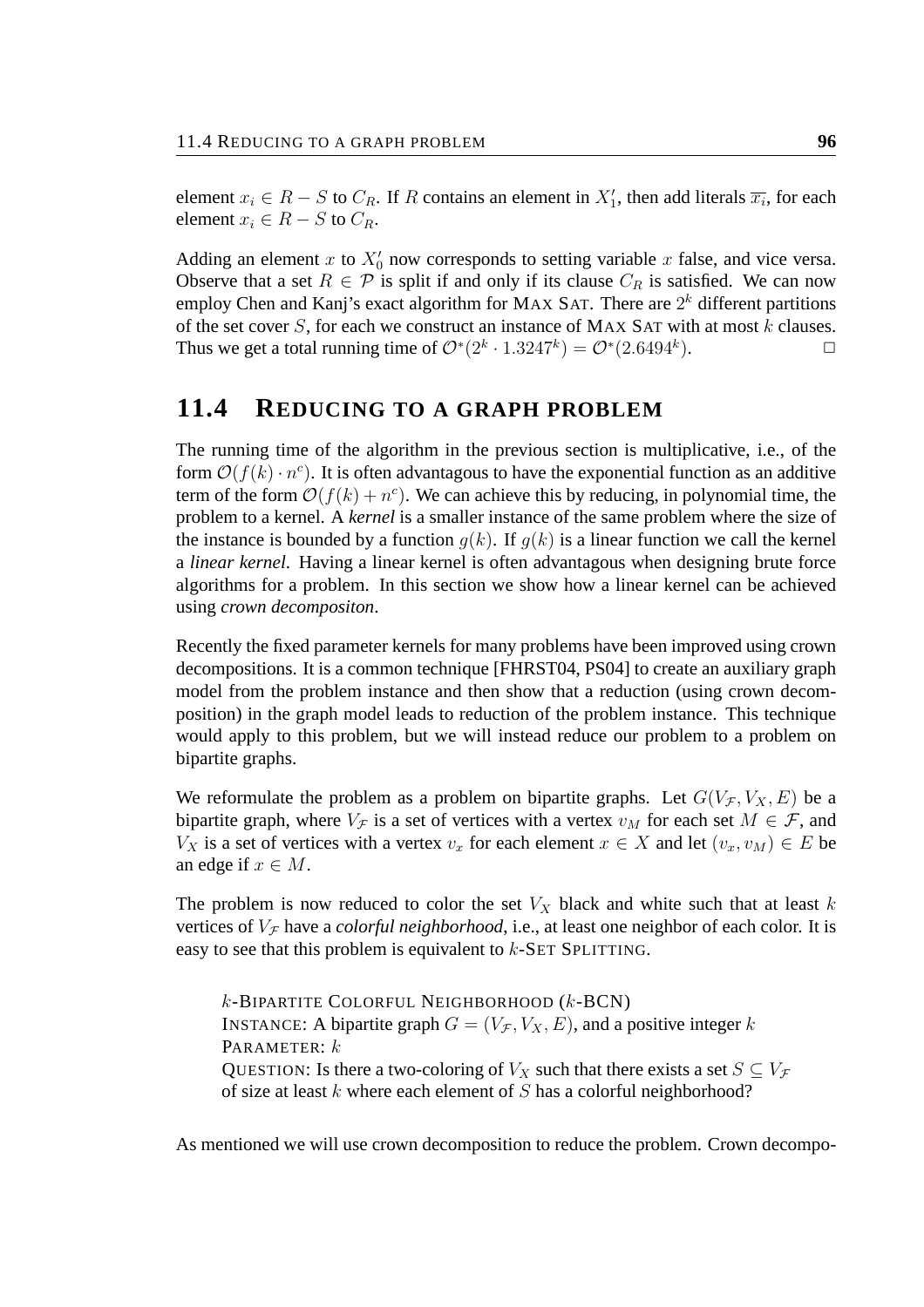element $x_i \in R - S$ to $C_R$. If $R$ contains an element in $X'_1$, then add literals $\overline{x_i}$, for each element $x_i \in R - S$ to $C_R$.

Adding an element $x$ to $X'_0$ now corresponds to setting variable $x$ false, and vice versa. Observe that a set $R \in \mathcal{P}$ is split if and only if its clause $C_R$ is satisfied. We can now employ Chen and Kanj's exact algorithm for MAX SAT. There are $2^k$ different partitions of the set cover $S$, for each we construct an instance of MAX SAT with at most $k$ clauses. Thus we get a total running time of $\mathcal{O}^*(2^k \cdot 1.3247^k) = \mathcal{O}^*(2.6494^k)$. □

## 11.4 REDUCING TO A GRAPH PROBLEM

The running time of the algorithm in the previous section is multiplicative, i.e., of the form $\mathcal{O}(f(k) \cdot n^c)$. It is often advantagous to have the exponential function as an additive term of the form $\mathcal{O}(f(k) + n^c)$. We can achieve this by reducing, in polynomial time, the problem to a kernel. A *kernel* is a smaller instance of the same problem where the size of the instance is bounded by a function $g(k)$. If $g(k)$ is a linear function we call the kernel a *linear kernel*. Having a linear kernel is often advantagous when designing brute force algorithms for a problem. In this section we show how a linear kernel can be achieved using *crown decompositon*.

Recently the fixed parameter kernels for many problems have been improved using crown decompositions. It is a common technique [FHRST04, PS04] to create an auxiliary graph model from the problem instance and then show that a reduction (using crown decomposition) in the graph model leads to reduction of the problem instance. This technique would apply to this problem, but we will instead reduce our problem to a problem on bipartite graphs.

We reformulate the problem as a problem on bipartite graphs. Let $G(V_{\mathcal{F}}, V_X, E)$ be a bipartite graph, where $V_{\mathcal{F}}$ is a set of vertices with a vertex $v_M$ for each set $M \in \mathcal{F}$, and $V_X$ is a set of vertices with a vertex $v_x$ for each element $x \in X$ and let $(v_x, v_M) \in E$ be an edge if $x \in M$.

The problem is now reduced to color the set $V_X$ black and white such that at least $k$ vertices of $V_{\mathcal{F}}$ have a *colorful neighborhood*, i.e., at least one neighbor of each color. It is easy to see that this problem is equivalent to $k$-SET SPLITTING.

> $k$-BIPARTITE COLORFUL NEIGHBORHOOD ($k$-BCN)
> INSTANCE: A bipartite graph $G = (V_{\mathcal{F}}, V_X, E)$, and a positive integer $k$
> PARAMETER: $k$
> QUESTION: Is there a two-coloring of $V_X$ such that there exists a set $S \subseteq V_{\mathcal{F}}$ of size at least $k$ where each element of $S$ has a colorful neighborhood?

As mentioned we will use crown decomposition to reduce the problem. Crown decompo-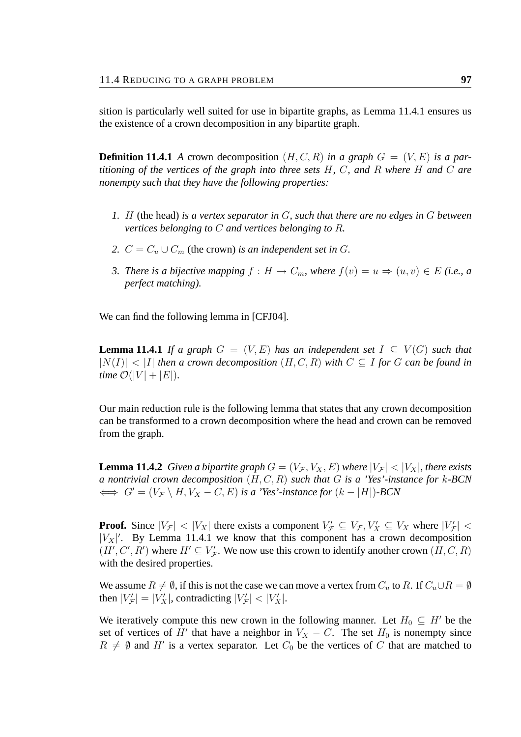sition is particularly well suited for use in bipartite graphs, as Lemma 11.4.1 ensures us the existence of a crown decomposition in any bipartite graph.

**Definition 11.4.1** *A* crown decomposition $(H, C, R)$ *in a graph* $G = (V, E)$ *is a partitioning of the vertices of the graph into three sets* $H$*,* $C$*, and* $R$ *where* $H$ *and* $C$ *are nonempty such that they have the following properties:*

1. $H$ (the head) *is a vertex separator in* $G$*, such that there are no edges in* $G$ *between vertices belonging to* $C$ *and vertices belonging to* $R$*.*
2. $C = C_u \cup C_m$ (the crown) *is an independent set in* $G$*.*
3. *There is a bijective mapping* $f : H \to C_m$*, where* $f(v) = u \Rightarrow (u, v) \in E$ *(i.e., a perfect matching).*

We can find the following lemma in [CFJ04].

**Lemma 11.4.1** *If a graph* $G = (V, E)$ *has an independent set* $I \subseteq V(G)$ *such that* $|N(I)| < |I|$ *then a crown decomposition* $(H, C, R)$ *with* $C \subseteq I$ *for* $G$ *can be found in time* $\mathcal{O}(|V| + |E|)$*.*

Our main reduction rule is the following lemma that states that any crown decomposition can be transformed to a crown decomposition where the head and crown can be removed from the graph.

**Lemma 11.4.2** *Given a bipartite graph* $G = (V_{\mathcal{F}}, V_X, E)$ *where* $|V_{\mathcal{F}}| < |V_X|$*, there exists a nontrivial crown decomposition* $(H, C, R)$ *such that* $G$ *is a 'Yes'-instance for* $k$*-BCN* $\iff G' = (V_{\mathcal{F}} \setminus H, V_X - C, E)$ *is a 'Yes'-instance for* $(k - |H|)$*-BCN*

**Proof.** Since $|V_{\mathcal{F}}| < |V_X|$ there exists a component $V'_{\mathcal{F}} \subseteq V_{\mathcal{F}}, V'_X \subseteq V_X$ where $|V'_{\mathcal{F}}| < |V_X|'$. By Lemma 11.4.1 we know that this component has a crown decomposition $(H', C', R')$ where $H' \subseteq V'_{\mathcal{F}}$. We now use this crown to identify another crown $(H, C, R)$ with the desired properties.

We assume $R \neq \emptyset$, if this is not the case we can move a vertex from $C_u$ to $R$. If $C_u \cup R = \emptyset$ then $|V'_{\mathcal{F}}| = |V'_X|$, contradicting $|V'_{\mathcal{F}}| < |V'_X|$.

We iteratively compute this new crown in the following manner. Let $H_0 \subseteq H'$ be the set of vertices of $H'$ that have a neighbor in $V_X - C$. The set $H_0$ is nonempty since $R \neq \emptyset$ and $H'$ is a vertex separator. Let $C_0$ be the vertices of $C$ that are matched to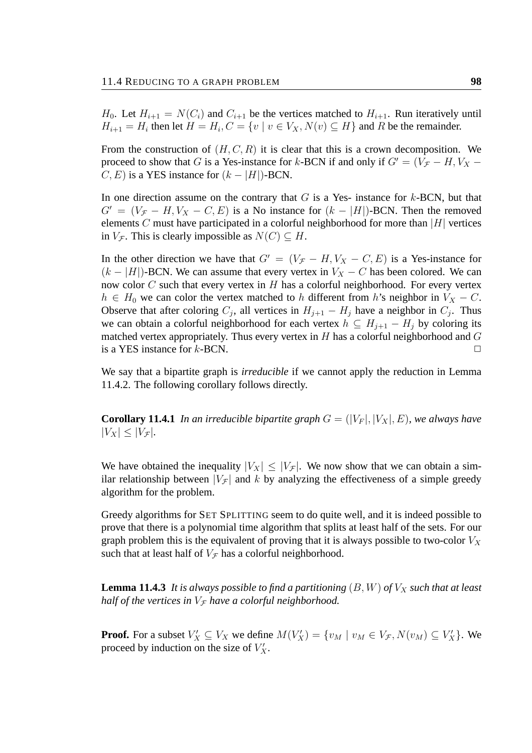$H_0$. Let $H_{i+1} = N(C_i)$ and $C_{i+1}$ be the vertices matched to $H_{i+1}$. Run iteratively until $H_{i+1} = H_i$ then let $H = H_i, C = \{v \mid v \in V_X, N(v) \subseteq H\}$ and $R$ be the remainder.

From the construction of $(H, C, R)$ it is clear that this is a crown decomposition. We proceed to show that $G$ is a Yes-instance for $k$-BCN if and only if $G' = (V_{\mathcal{F}} - H, V_X - C, E)$ is a YES instance for $(k - |H|)$-BCN.

In one direction assume on the contrary that $G$ is a Yes- instance for $k$-BCN, but that $G' = (V_{\mathcal{F}} - H, V_X - C, E)$ is a No instance for $(k - |H|)$-BCN. Then the removed elements $C$ must have participated in a colorful neighborhood for more than $|H|$ vertices in $V_{\mathcal{F}}$. This is clearly impossible as $N(C) \subseteq H$.

In the other direction we have that $G' = (V_{\mathcal{F}} - H, V_X - C, E)$ is a Yes-instance for $(k - |H|)$-BCN. We can assume that every vertex in $V_X - C$ has been colored. We can now color $C$ such that every vertex in $H$ has a colorful neighborhood. For every vertex $h \in H_0$ we can color the vertex matched to $h$ different from $h$'s neighbor in $V_X - C$. Observe that after coloring $C_j$, all vertices in $H_{j+1} - H_j$ have a neighbor in $C_j$. Thus we can obtain a colorful neighborhood for each vertex $h \subseteq H_{j+1} - H_j$ by coloring its matched vertex appropriately. Thus every vertex in $H$ has a colorful neighborhood and $G$ is a YES instance for $k$-BCN. □

We say that a bipartite graph is *irreducible* if we cannot apply the reduction in Lemma 11.4.2. The following corollary follows directly.

**Corollary 11.4.1** *In an irreducible bipartite graph $G = (|V_F|, |V_X|, E)$, we always have $|V_X| \leq |V_{\mathcal{F}}|$.*

We have obtained the inequality $|V_X| \leq |V_{\mathcal{F}}|$. We now show that we can obtain a similar relationship between $|V_{\mathcal{F}}|$ and $k$ by analyzing the effectiveness of a simple greedy algorithm for the problem.

Greedy algorithms for SET SPLITTING seem to do quite well, and it is indeed possible to prove that there is a polynomial time algorithm that splits at least half of the sets. For our graph problem this is the equivalent of proving that it is always possible to two-color $V_X$ such that at least half of $V_{\mathcal{F}}$ has a colorful neighborhood.

**Lemma 11.4.3** *It is always possible to find a partitioning $(B, W)$ of $V_X$ such that at least half of the vertices in $V_{\mathcal{F}}$ have a colorful neighborhood.*

**Proof.** For a subset $V'_X \subseteq V_X$ we define $M(V'_X) = \{v_M \mid v_M \in V_{\mathcal{F}}, N(v_M) \subseteq V'_X\}$. We proceed by induction on the size of $V'_X$.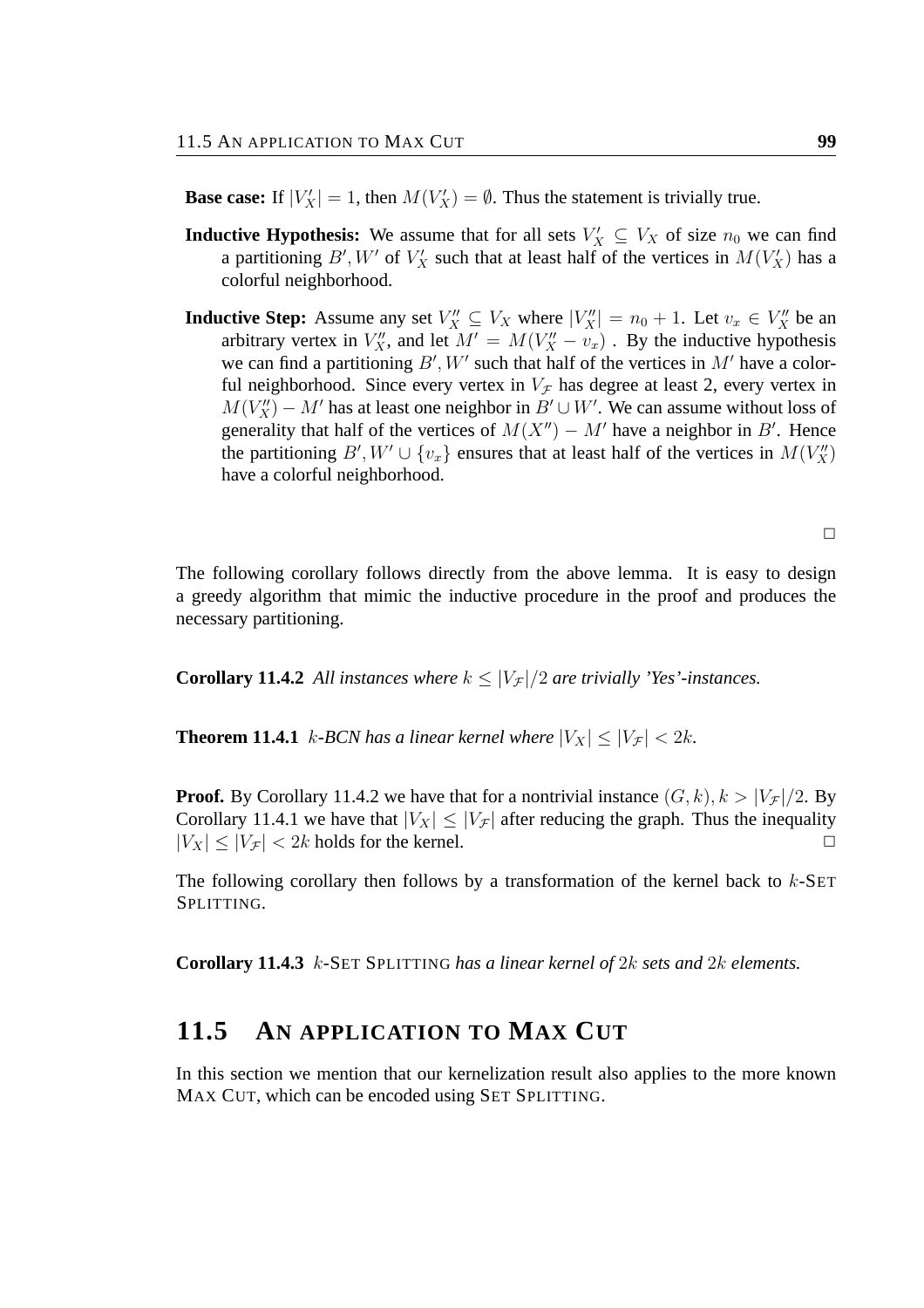**Base case:** If $|V_X'| = 1$, then $M(V_X') = \emptyset$. Thus the statement is trivially true.

**Inductive Hypothesis:** We assume that for all sets $V_X' \subseteq V_X$ of size $n_0$ we can find a partitioning $B', W'$ of $V_X'$ such that at least half of the vertices in $M(V_X')$ has a colorful neighborhood.

**Inductive Step:** Assume any set $V_X'' \subseteq V_X$ where $|V_X''| = n_0 + 1$. Let $v_x \in V_X''$ be an arbitrary vertex in $V_X''$, and let $M' = M(V_X'' - v_x)$ . By the inductive hypothesis we can find a partitioning $B', W'$ such that half of the vertices in $M'$ have a colorful neighborhood. Since every vertex in $V_\mathcal{F}$ has degree at least 2, every vertex in $M(V_X'') - M'$ has at least one neighbor in $B' \cup W'$. We can assume without loss of generality that half of the vertices of $M(X'') - M'$ have a neighbor in $B'$. Hence the partitioning $B', W' \cup \{v_x\}$ ensures that at least half of the vertices in $M(V_X'')$ have a colorful neighborhood.

□

The following corollary follows directly from the above lemma. It is easy to design a greedy algorithm that mimic the inductive procedure in the proof and produces the necessary partitioning.

**Corollary 11.4.2** *All instances where $k \leq |V_\mathcal{F}|/2$ are trivially 'Yes'-instances.*

**Theorem 11.4.1** *$k$-BCN has a linear kernel where $|V_X| \leq |V_\mathcal{F}| < 2k$.*

**Proof.** By Corollary 11.4.2 we have that for a nontrivial instance $(G, k), k > |V_\mathcal{F}|/2$. By Corollary 11.4.1 we have that $|V_X| \leq |V_\mathcal{F}|$ after reducing the graph. Thus the inequality $|V_X| \leq |V_\mathcal{F}| < 2k$ holds for the kernel. □

The following corollary then follows by a transformation of the kernel back to $k$-SET SPLITTING.

**Corollary 11.4.3** *$k$-SET SPLITTING has a linear kernel of $2k$ sets and $2k$ elements.*

## 11.5 AN APPLICATION TO MAX CUT

In this section we mention that our kernelization result also applies to the more known MAX CUT, which can be encoded using SET SPLITTING.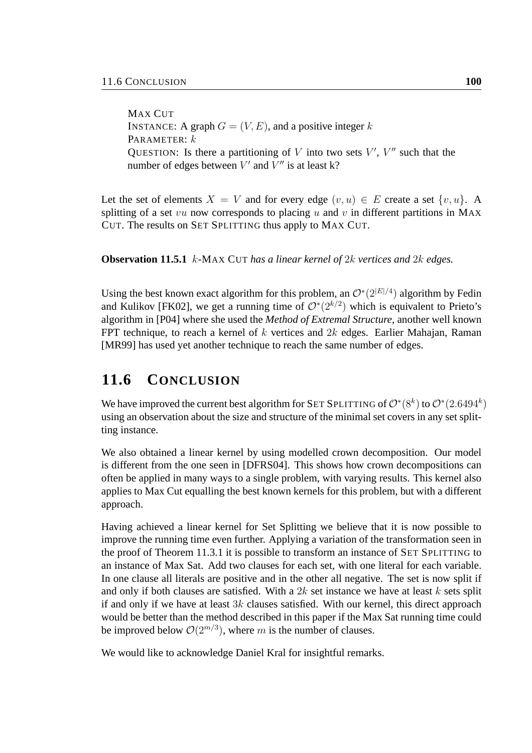MAX CUT
INSTANCE: A graph $G = (V, E)$, and a positive integer $k$
PARAMETER: $k$
QUESTION: Is there a partitioning of $V$ into two sets $V'$, $V''$ such that the number of edges between $V'$ and $V''$ is at least k?

Let the set of elements $X = V$ and for every edge $(v, u) \in E$ create a set $\{v, u\}$. A splitting of a set $vu$ now corresponds to placing $u$ and $v$ in different partitions in MAX CUT. The results on SET SPLITTING thus apply to MAX CUT.

**Observation 11.5.1** *$k$-MAX CUT has a linear kernel of $2k$ vertices and $2k$ edges.*

Using the best known exact algorithm for this problem, an $\mathcal{O}^*(2^{|E|/4})$ algorithm by Fedin and Kulikov [FK02], we get a running time of $\mathcal{O}^*(2^{k/2})$ which is equivalent to Prieto's algorithm in [P04] where she used the *Method of Extremal Structure*, another well known FPT technique, to reach a kernel of $k$ vertices and $2k$ edges. Earlier Mahajan, Raman [MR99] has used yet another technique to reach the same number of edges.

## 11.6 CONCLUSION

We have improved the current best algorithm for SET SPLITTING of $\mathcal{O}^*(8^k)$ to $\mathcal{O}^*(2.6494^k)$ using an observation about the size and structure of the minimal set covers in any set splitting instance.

We also obtained a linear kernel by using modelled crown decomposition. Our model is different from the one seen in [DFRS04]. This shows how crown decompositions can often be applied in many ways to a single problem, with varying results. This kernel also applies to Max Cut equalling the best known kernels for this problem, but with a different approach.

Having achieved a linear kernel for Set Splitting we believe that it is now possible to improve the running time even further. Applying a variation of the transformation seen in the proof of Theorem 11.3.1 it is possible to transform an instance of SET SPLITTING to an instance of Max Sat. Add two clauses for each set, with one literal for each variable. In one clause all literals are positive and in the other all negative. The set is now split if and only if both clauses are satisfied. With a $2k$ set instance we have at least $k$ sets split if and only if we have at least $3k$ clauses satisfied. With our kernel, this direct approach would be better than the method described in this paper if the Max Sat running time could be improved below $\mathcal{O}(2^{m/3})$, where $m$ is the number of clauses.

We would like to acknowledge Daniel Kral for insightful remarks.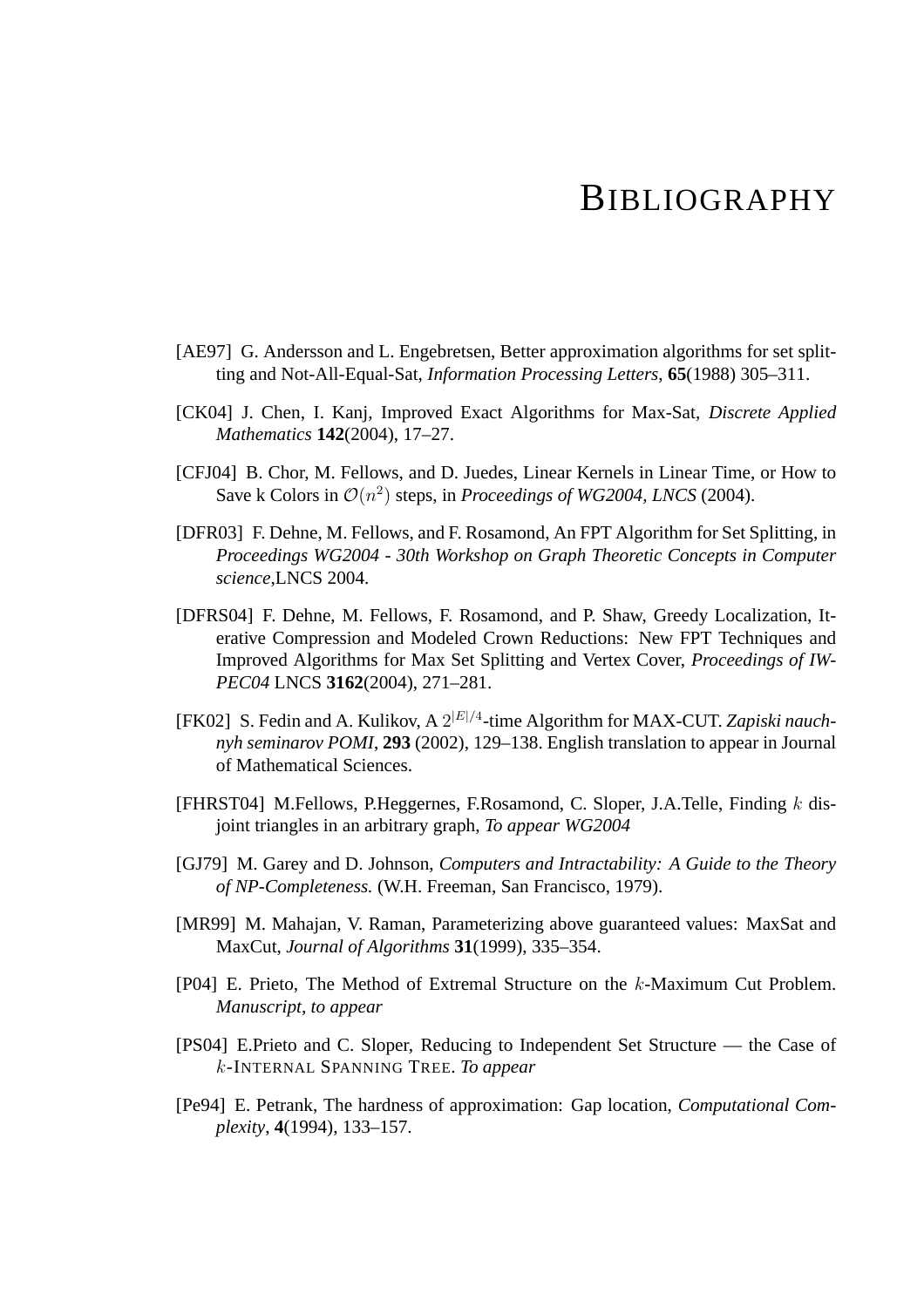# BIBLIOGRAPHY

[AE97] G. Andersson and L. Engebretsen, Better approximation algorithms for set splitting and Not-All-Equal-Sat, *Information Processing Letters*, **65**(1988) 305–311.

[CK04] J. Chen, I. Kanj, Improved Exact Algorithms for Max-Sat, *Discrete Applied Mathematics* **142**(2004), 17–27.

[CFJ04] B. Chor, M. Fellows, and D. Juedes, Linear Kernels in Linear Time, or How to Save k Colors in $\mathcal{O}(n^2)$ steps, in *Proceedings of WG2004, LNCS* (2004).

[DFR03] F. Dehne, M. Fellows, and F. Rosamond, An FPT Algorithm for Set Splitting, in *Proceedings WG2004 - 30th Workshop on Graph Theoretic Concepts in Computer science*,LNCS 2004.

[DFRS04] F. Dehne, M. Fellows, F. Rosamond, and P. Shaw, Greedy Localization, Iterative Compression and Modeled Crown Reductions: New FPT Techniques and Improved Algorithms for Max Set Splitting and Vertex Cover, *Proceedings of IWPEC04* LNCS **3162**(2004), 271–281.

[FK02] S. Fedin and A. Kulikov, A $2^{|E|/4}$-time Algorithm for MAX-CUT. *Zapiski nauchnyh seminarov POMI*, **293** (2002), 129–138. English translation to appear in Journal of Mathematical Sciences.

[FHRST04] M.Fellows, P.Heggernes, F.Rosamond, C. Sloper, J.A.Telle, Finding $k$ disjoint triangles in an arbitrary graph, *To appear WG2004*

[GJ79] M. Garey and D. Johnson, *Computers and Intractability: A Guide to the Theory of NP-Completeness.* (W.H. Freeman, San Francisco, 1979).

[MR99] M. Mahajan, V. Raman, Parameterizing above guaranteed values: MaxSat and MaxCut, *Journal of Algorithms* **31**(1999), 335–354.

[P04] E. Prieto, The Method of Extremal Structure on the $k$-Maximum Cut Problem. *Manuscript, to appear*

[PS04] E.Prieto and C. Sloper, Reducing to Independent Set Structure — the Case of $k$-INTERNAL SPANNING TREE. *To appear*

[Pe94] E. Petrank, The hardness of approximation: Gap location, *Computational Complexity*, **4**(1994), 133–157.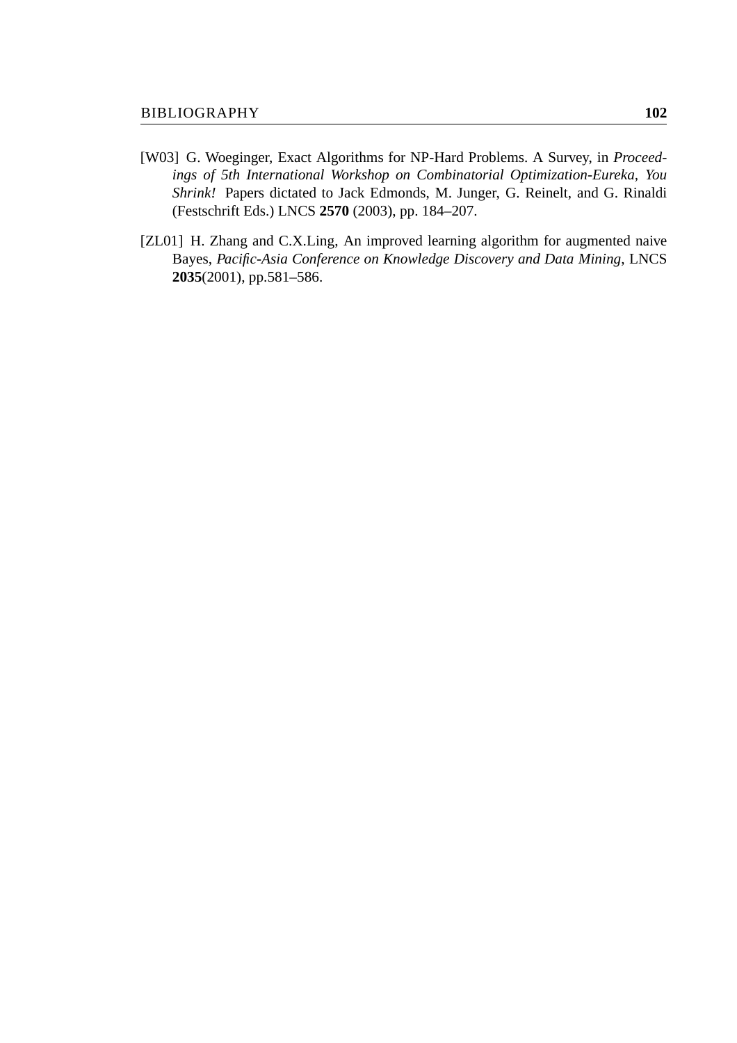[W03] G. Woeginger, Exact Algorithms for NP-Hard Problems. A Survey, in *Proceedings of 5th International Workshop on Combinatorial Optimization-Eureka, You Shrink!* Papers dictated to Jack Edmonds, M. Junger, G. Reinelt, and G. Rinaldi (Festschrift Eds.) LNCS **2570** (2003), pp. 184–207.

[ZL01] H. Zhang and C.X.Ling, An improved learning algorithm for augmented naive Bayes, *Pacific-Asia Conference on Knowledge Discovery and Data Mining*, LNCS **2035**(2001), pp.581–586.